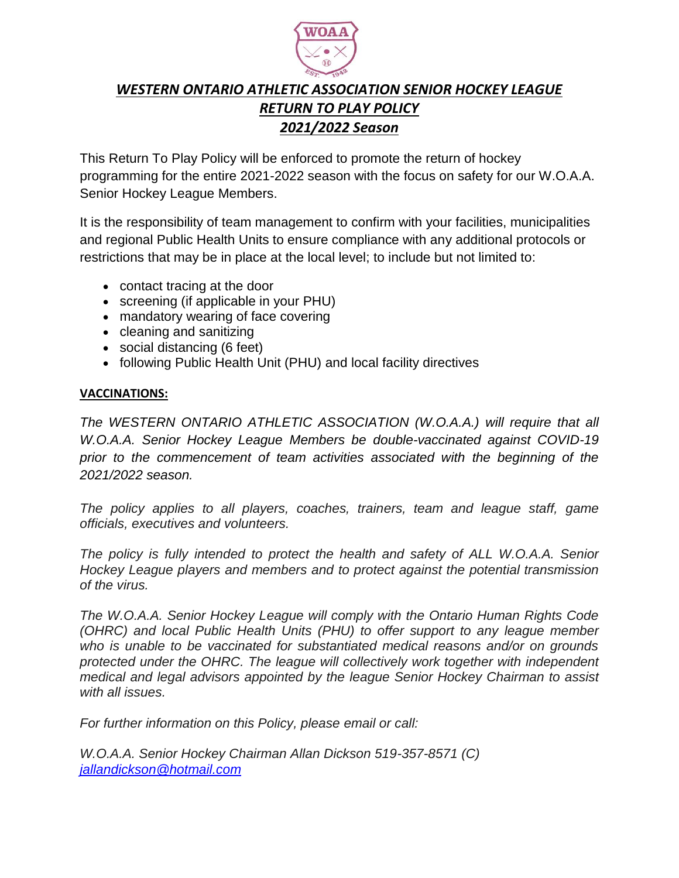# ***WESTERN ONTARIO ATHLETIC ASSOCIATION SENIOR HOCKEY LEAGUE***
## ***RETURN TO PLAY POLICY***
## ***2021/2022 Season***

This Return To Play Policy will be enforced to promote the return of hockey programming for the entire 2021-2022 season with the focus on safety for our W.O.A.A. Senior Hockey League Members.

It is the responsibility of team management to confirm with your facilities, municipalities and regional Public Health Units to ensure compliance with any additional protocols or restrictions that may be in place at the local level; to include but not limited to:

- contact tracing at the door
- screening (if applicable in your PHU)
- mandatory wearing of face covering
- cleaning and sanitizing
- social distancing (6 feet)
- following Public Health Unit (PHU) and local facility directives

**VACCINATIONS:**

*The WESTERN ONTARIO ATHLETIC ASSOCIATION (W.O.A.A.) will require that all W.O.A.A. Senior Hockey League Members be double-vaccinated against COVID-19 prior to the commencement of team activities associated with the beginning of the 2021/2022 season.*

*The policy applies to all players, coaches, trainers, team and league staff, game officials, executives and volunteers.*

*The policy is fully intended to protect the health and safety of ALL W.O.A.A. Senior Hockey League players and members and to protect against the potential transmission of the virus.*

*The W.O.A.A. Senior Hockey League will comply with the Ontario Human Rights Code (OHRC) and local Public Health Units (PHU) to offer support to any league member who is unable to be vaccinated for substantiated medical reasons and/or on grounds protected under the OHRC. The league will collectively work together with independent medical and legal advisors appointed by the league Senior Hockey Chairman to assist with all issues.*

*For further information on this Policy, please email or call:*

*W.O.A.A. Senior Hockey Chairman Allan Dickson 519-357-8571 (C)*
*jallandickson@hotmail.com*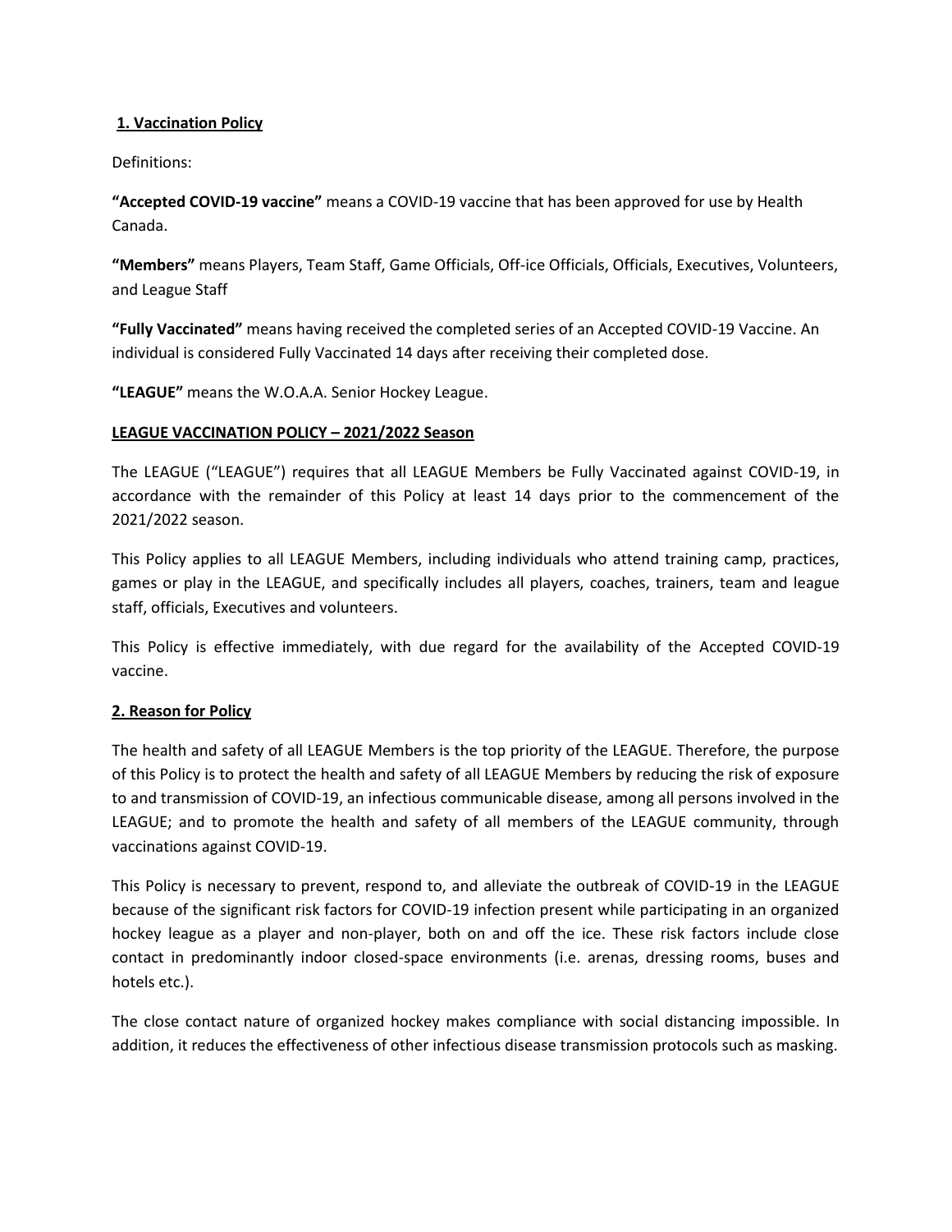## 1. Vaccination Policy

Definitions:

**"Accepted COVID-19 vaccine"** means a COVID-19 vaccine that has been approved for use by Health Canada.

**"Members"** means Players, Team Staff, Game Officials, Off-ice Officials, Officials, Executives, Volunteers, and League Staff

**"Fully Vaccinated"** means having received the completed series of an Accepted COVID-19 Vaccine. An individual is considered Fully Vaccinated 14 days after receiving their completed dose.

**"LEAGUE"** means the W.O.A.A. Senior Hockey League.

### LEAGUE VACCINATION POLICY – 2021/2022 Season

The LEAGUE ("LEAGUE") requires that all LEAGUE Members be Fully Vaccinated against COVID-19, in accordance with the remainder of this Policy at least 14 days prior to the commencement of the 2021/2022 season.

This Policy applies to all LEAGUE Members, including individuals who attend training camp, practices, games or play in the LEAGUE, and specifically includes all players, coaches, trainers, team and league staff, officials, Executives and volunteers.

This Policy is effective immediately, with due regard for the availability of the Accepted COVID-19 vaccine.

## 2. Reason for Policy

The health and safety of all LEAGUE Members is the top priority of the LEAGUE. Therefore, the purpose of this Policy is to protect the health and safety of all LEAGUE Members by reducing the risk of exposure to and transmission of COVID-19, an infectious communicable disease, among all persons involved in the LEAGUE; and to promote the health and safety of all members of the LEAGUE community, through vaccinations against COVID-19.

This Policy is necessary to prevent, respond to, and alleviate the outbreak of COVID-19 in the LEAGUE because of the significant risk factors for COVID-19 infection present while participating in an organized hockey league as a player and non-player, both on and off the ice. These risk factors include close contact in predominantly indoor closed-space environments (i.e. arenas, dressing rooms, buses and hotels etc.).

The close contact nature of organized hockey makes compliance with social distancing impossible. In addition, it reduces the effectiveness of other infectious disease transmission protocols such as masking.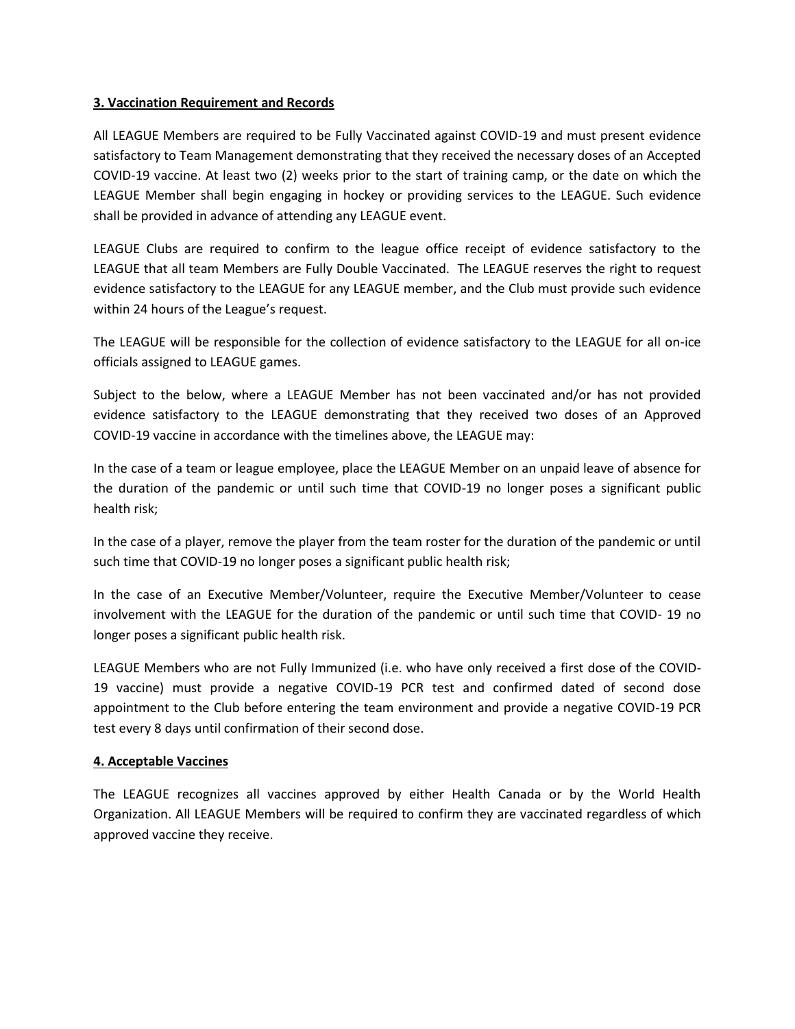**3. Vaccination Requirement and Records**

All LEAGUE Members are required to be Fully Vaccinated against COVID-19 and must present evidence satisfactory to Team Management demonstrating that they received the necessary doses of an Accepted COVID-19 vaccine. At least two (2) weeks prior to the start of training camp, or the date on which the LEAGUE Member shall begin engaging in hockey or providing services to the LEAGUE. Such evidence shall be provided in advance of attending any LEAGUE event.

LEAGUE Clubs are required to confirm to the league office receipt of evidence satisfactory to the LEAGUE that all team Members are Fully Double Vaccinated. The LEAGUE reserves the right to request evidence satisfactory to the LEAGUE for any LEAGUE member, and the Club must provide such evidence within 24 hours of the League's request.

The LEAGUE will be responsible for the collection of evidence satisfactory to the LEAGUE for all on-ice officials assigned to LEAGUE games.

Subject to the below, where a LEAGUE Member has not been vaccinated and/or has not provided evidence satisfactory to the LEAGUE demonstrating that they received two doses of an Approved COVID-19 vaccine in accordance with the timelines above, the LEAGUE may:

In the case of a team or league employee, place the LEAGUE Member on an unpaid leave of absence for the duration of the pandemic or until such time that COVID-19 no longer poses a significant public health risk;

In the case of a player, remove the player from the team roster for the duration of the pandemic or until such time that COVID-19 no longer poses a significant public health risk;

In the case of an Executive Member/Volunteer, require the Executive Member/Volunteer to cease involvement with the LEAGUE for the duration of the pandemic or until such time that COVID- 19 no longer poses a significant public health risk.

LEAGUE Members who are not Fully Immunized (i.e. who have only received a first dose of the COVID-19 vaccine) must provide a negative COVID-19 PCR test and confirmed dated of second dose appointment to the Club before entering the team environment and provide a negative COVID-19 PCR test every 8 days until confirmation of their second dose.

**4. Acceptable Vaccines**

The LEAGUE recognizes all vaccines approved by either Health Canada or by the World Health Organization. All LEAGUE Members will be required to confirm they are vaccinated regardless of which approved vaccine they receive.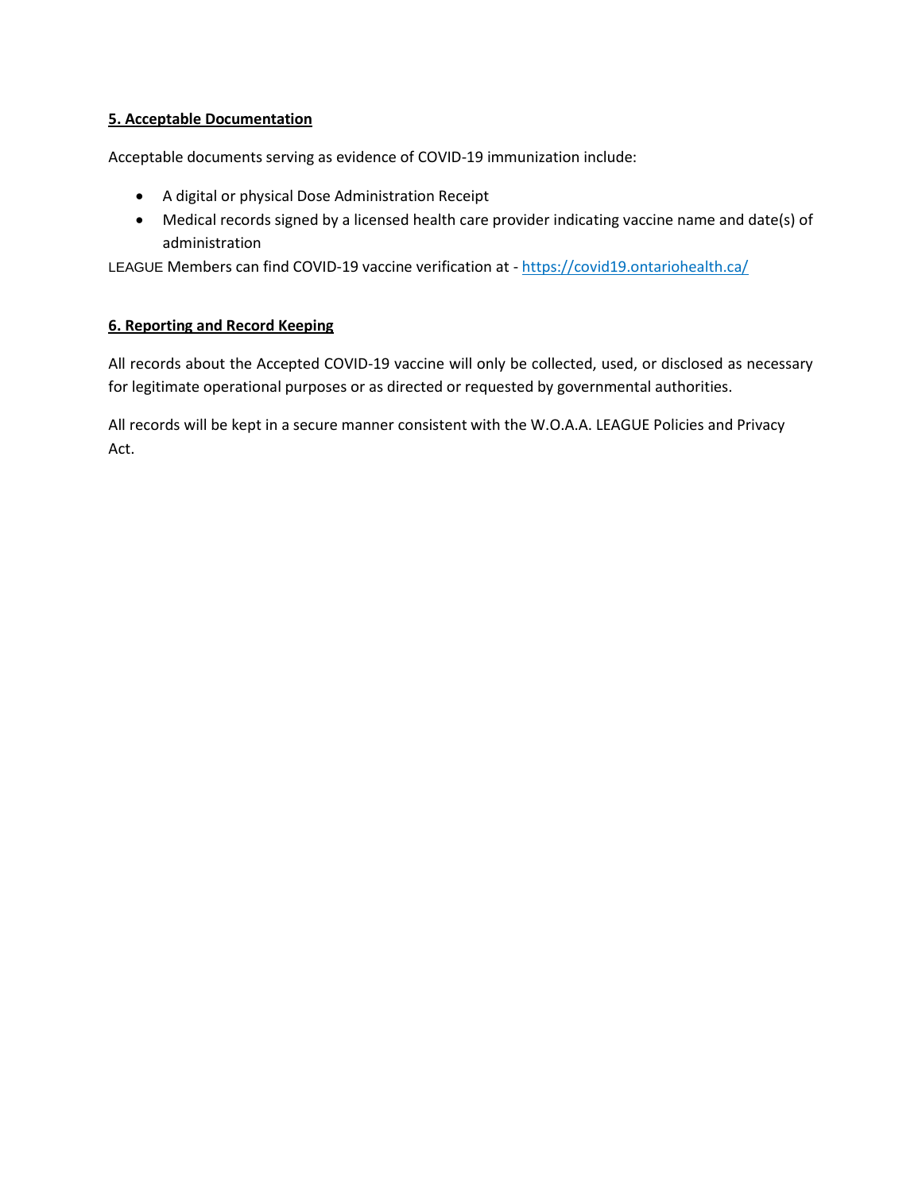## 5. Acceptable Documentation

Acceptable documents serving as evidence of COVID-19 immunization include:

- A digital or physical Dose Administration Receipt
- Medical records signed by a licensed health care provider indicating vaccine name and date(s) of administration

LEAGUE Members can find COVID-19 vaccine verification at - https://covid19.ontariohealth.ca/

## 6. Reporting and Record Keeping

All records about the Accepted COVID-19 vaccine will only be collected, used, or disclosed as necessary for legitimate operational purposes or as directed or requested by governmental authorities.

All records will be kept in a secure manner consistent with the W.O.A.A. LEAGUE Policies and Privacy Act.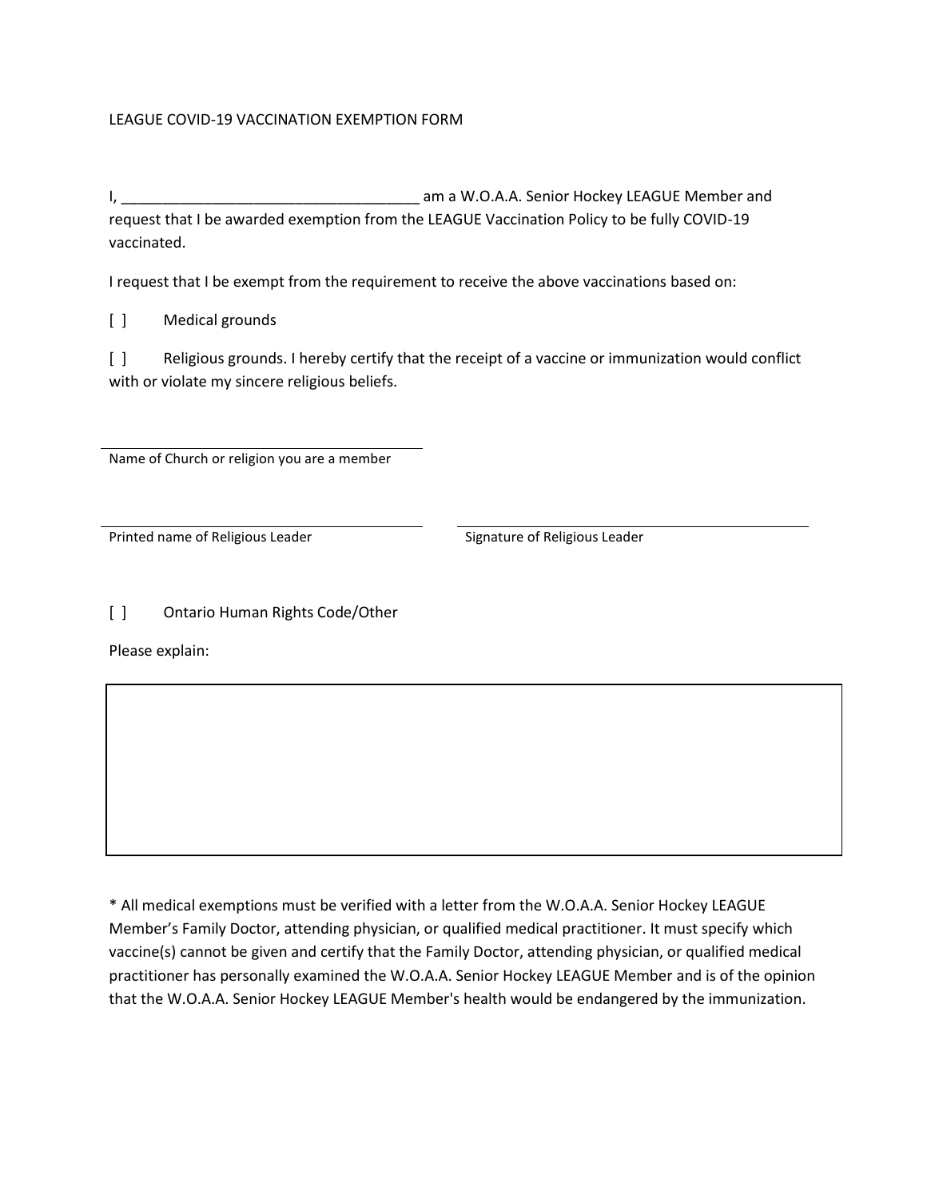LEAGUE COVID-19 VACCINATION EXEMPTION FORM

I, ___________________________________ am a W.O.A.A. Senior Hockey LEAGUE Member and request that I be awarded exemption from the LEAGUE Vaccination Policy to be fully COVID-19 vaccinated.

I request that I be exempt from the requirement to receive the above vaccinations based on:

[ ] Medical grounds

[ ] Religious grounds. I hereby certify that the receipt of a vaccine or immunization would conflict with or violate my sincere religious beliefs.

_______________________________________
Name of Church or religion you are a member

_______________________________________ _______________________________________
Printed name of Religious Leader Signature of Religious Leader

[ ] Ontario Human Rights Code/Other

Please explain:

| |
|---|
| |

* All medical exemptions must be verified with a letter from the W.O.A.A. Senior Hockey LEAGUE Member's Family Doctor, attending physician, or qualified medical practitioner. It must specify which vaccine(s) cannot be given and certify that the Family Doctor, attending physician, or qualified medical practitioner has personally examined the W.O.A.A. Senior Hockey LEAGUE Member and is of the opinion that the W.O.A.A. Senior Hockey LEAGUE Member's health would be endangered by the immunization.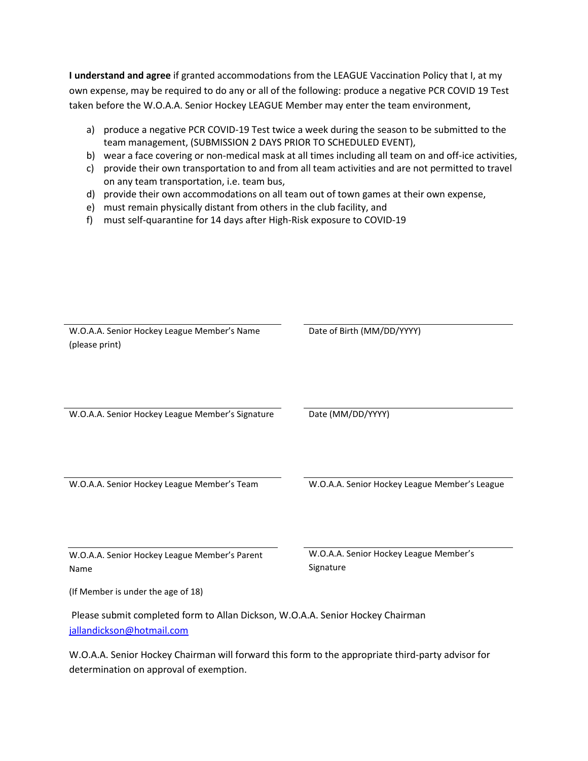**I understand and agree** if granted accommodations from the LEAGUE Vaccination Policy that I, at my own expense, may be required to do any or all of the following: produce a negative PCR COVID 19 Test taken before the W.O.A.A. Senior Hockey LEAGUE Member may enter the team environment,

a) produce a negative PCR COVID-19 Test twice a week during the season to be submitted to the team management, (SUBMISSION 2 DAYS PRIOR TO SCHEDULED EVENT),
b) wear a face covering or non-medical mask at all times including all team on and off-ice activities,
c) provide their own transportation to and from all team activities and are not permitted to travel on any team transportation, i.e. team bus,
d) provide their own accommodations on all team out of town games at their own expense,
e) must remain physically distant from others in the club facility, and
f) must self-quarantine for 14 days after High-Risk exposure to COVID-19

| | |
|---|---|
| ______________________________ | ______________________________ |
| W.O.A.A. Senior Hockey League Member's Name (please print) | Date of Birth (MM/DD/YYYY) |
| ______________________________ | ______________________________ |
| W.O.A.A. Senior Hockey League Member's Signature | Date (MM/DD/YYYY) |
| ______________________________ | ______________________________ |
| W.O.A.A. Senior Hockey League Member's Team | W.O.A.A. Senior Hockey League Member's League |
| ______________________________ | ______________________________ |
| W.O.A.A. Senior Hockey League Member's Parent Name | W.O.A.A. Senior Hockey League Member's Signature |

(If Member is under the age of 18)

Please submit completed form to Allan Dickson, W.O.A.A. Senior Hockey Chairman
jallandickson@hotmail.com

W.O.A.A. Senior Hockey Chairman will forward this form to the appropriate third-party advisor for determination on approval of exemption.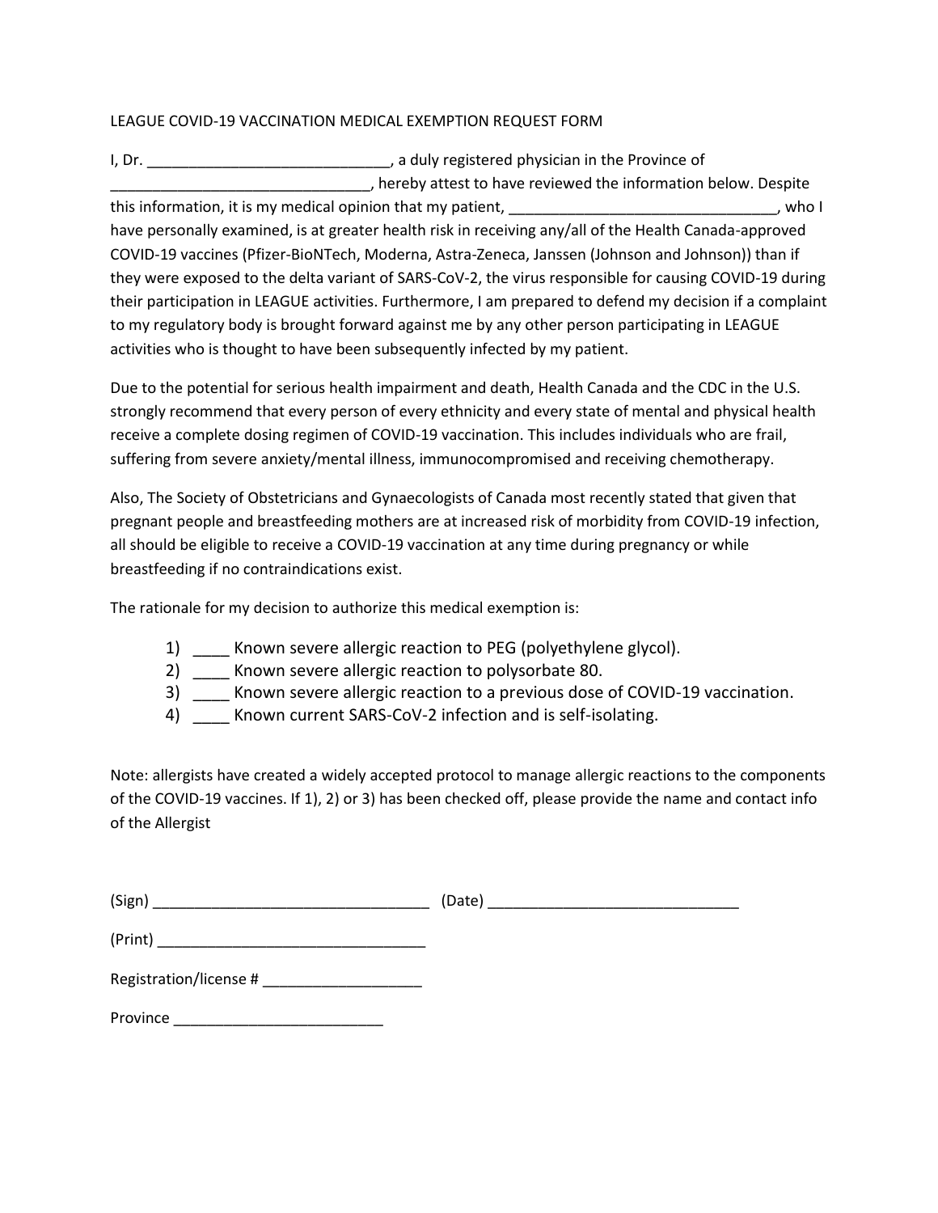LEAGUE COVID-19 VACCINATION MEDICAL EXEMPTION REQUEST FORM

I, Dr. ____________________________, a duly registered physician in the Province of ______________________________, hereby attest to have reviewed the information below. Despite this information, it is my medical opinion that my patient, _______________________________, who I have personally examined, is at greater health risk in receiving any/all of the Health Canada-approved COVID-19 vaccines (Pfizer-BioNTech, Moderna, Astra-Zeneca, Janssen (Johnson and Johnson)) than if they were exposed to the delta variant of SARS-CoV-2, the virus responsible for causing COVID-19 during their participation in LEAGUE activities. Furthermore, I am prepared to defend my decision if a complaint to my regulatory body is brought forward against me by any other person participating in LEAGUE activities who is thought to have been subsequently infected by my patient.

Due to the potential for serious health impairment and death, Health Canada and the CDC in the U.S. strongly recommend that every person of every ethnicity and every state of mental and physical health receive a complete dosing regimen of COVID-19 vaccination. This includes individuals who are frail, suffering from severe anxiety/mental illness, immunocompromised and receiving chemotherapy.

Also, The Society of Obstetricians and Gynaecologists of Canada most recently stated that given that pregnant people and breastfeeding mothers are at increased risk of morbidity from COVID-19 infection, all should be eligible to receive a COVID-19 vaccination at any time during pregnancy or while breastfeeding if no contraindications exist.

The rationale for my decision to authorize this medical exemption is:

1) ____ Known severe allergic reaction to PEG (polyethylene glycol).
2) ____ Known severe allergic reaction to polysorbate 80.
3) ____ Known severe allergic reaction to a previous dose of COVID-19 vaccination.
4) ____ Known current SARS-CoV-2 infection and is self-isolating.

Note: allergists have created a widely accepted protocol to manage allergic reactions to the components of the COVID-19 vaccines. If 1), 2) or 3) has been checked off, please provide the name and contact info of the Allergist

(Sign) _______________________________ (Date) ____________________________

(Print) ______________________________

Registration/license # _________________

Province _______________________